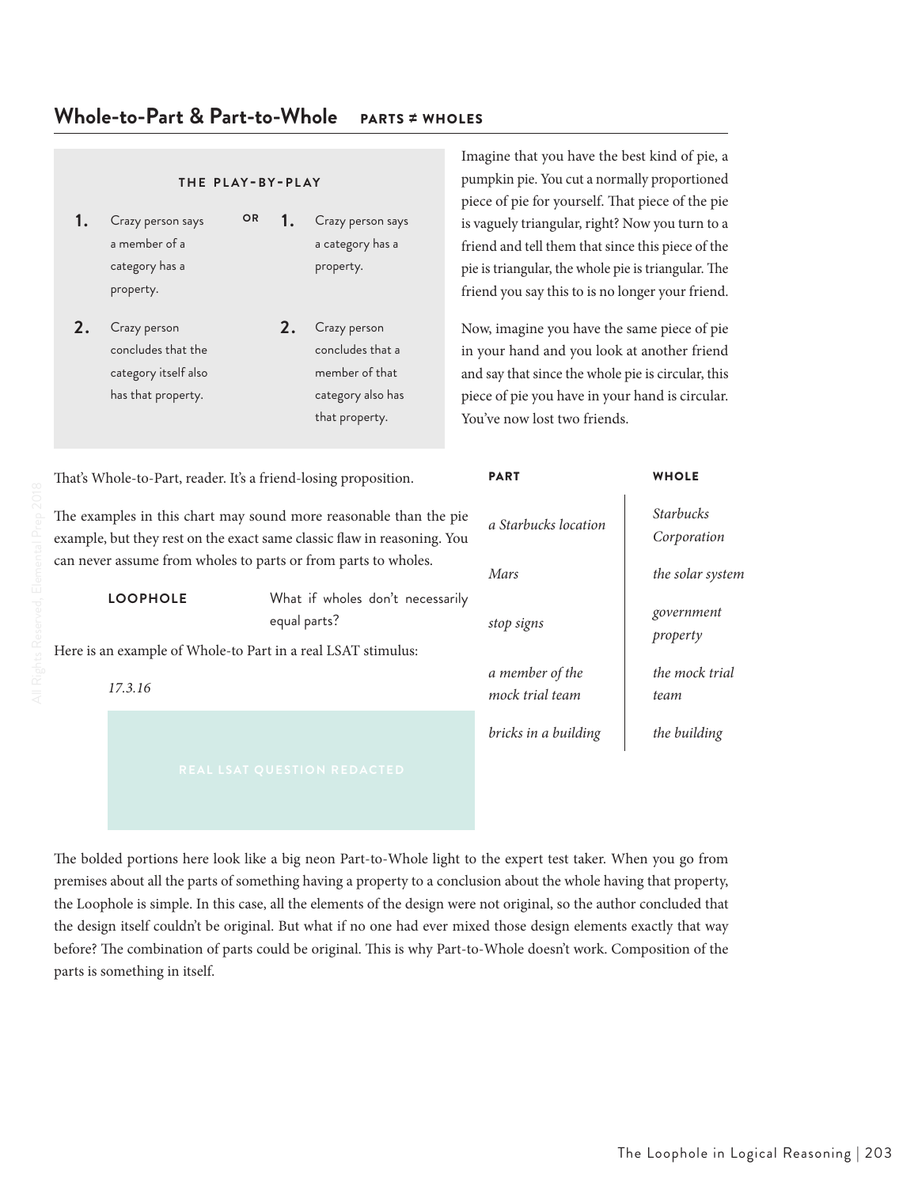## Whole-to-Part & Part-to-Whole **PARTS ≠ WHOLES**

**THE PLAY-BY-PLAY**

| | | OR | | |
|---|---|---|---|---|
| **1.** | Crazy person says a member of a category has a property. | | **1.** | Crazy person says a category has a property. |
| **2.** | Crazy person concludes that the category itself also has that property. | | **2.** | Crazy person concludes that a member of that category also has that property. |

Imagine that you have the best kind of pie, a pumpkin pie. You cut a normally proportioned piece of pie for yourself. That piece of the pie is vaguely triangular, right? Now you turn to a friend and tell them that since this piece of the pie is triangular, the whole pie is triangular. The friend you say this to is no longer your friend.

Now, imagine you have the same piece of pie in your hand and you look at another friend and say that since the whole pie is circular, this piece of pie you have in your hand is circular. You've now lost two friends.

That's Whole-to-Part, reader. It's a friend-losing proposition.

The examples in this chart may sound more reasonable than the pie example, but they rest on the exact same classic flaw in reasoning. You can never assume from wholes to parts or from parts to wholes.

| PART | WHOLE |
|---|---|
| *a Starbucks location* | *Starbucks Corporation* |
| *Mars* | *the solar system* |
| *stop signs* | *government property* |
| *a member of the mock trial team* | *the mock trial team* |
| *bricks in a building* | *the building* |

**LOOPHOLE** What if wholes don't necessarily equal parts?

Here is an example of Whole-to Part in a real LSAT stimulus:

*17.3.16*

REAL LSAT QUESTION REDACTED

The bolded portions here look like a big neon Part-to-Whole light to the expert test taker. When you go from premises about all the parts of something having a property to a conclusion about the whole having that property, the Loophole is simple. In this case, all the elements of the design were not original, so the author concluded that the design itself couldn't be original. But what if no one had ever mixed those design elements exactly that way before? The combination of parts could be original. This is why Part-to-Whole doesn't work. Composition of the parts is something in itself.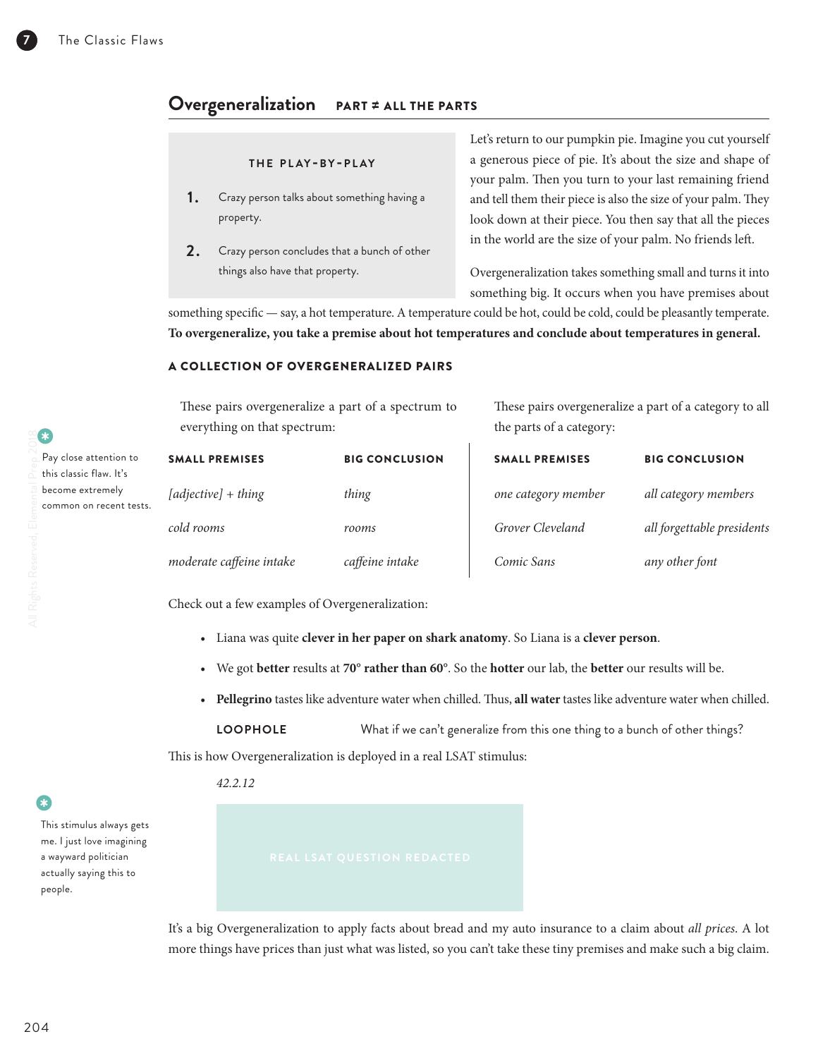## Overgeneralization PART ≠ ALL THE PARTS

**THE PLAY-BY-PLAY**

1. Crazy person talks about something having a property.
2. Crazy person concludes that a bunch of other things also have that property.

Let's return to our pumpkin pie. Imagine you cut yourself a generous piece of pie. It's about the size and shape of your palm. Then you turn to your last remaining friend and tell them their piece is also the size of your palm. They look down at their piece. You then say that all the pieces in the world are the size of your palm. No friends left.

Overgeneralization takes something small and turns it into something big. It occurs when you have premises about something specific — say, a hot temperature. A temperature could be hot, could be cold, could be pleasantly temperate. **To overgeneralize, you take a premise about hot temperatures and conclude about temperatures in general.**

Pay close attention to this classic flaw. It's become extremely common on recent tests.

### A COLLECTION OF OVERGENERALIZED PAIRS

These pairs overgeneralize a part of a spectrum to everything on that spectrum:

| SMALL PREMISES | BIG CONCLUSION |
|---|---|
| *[adjective] + thing* | *thing* |
| *cold rooms* | *rooms* |
| *moderate caffeine intake* | *caffeine intake* |

These pairs overgeneralize a part of a category to all the parts of a category:

| SMALL PREMISES | BIG CONCLUSION |
|---|---|
| *one category member* | *all category members* |
| *Grover Cleveland* | *all forgettable presidents* |
| *Comic Sans* | *any other font* |

Check out a few examples of Overgeneralization:

- Liana was quite **clever in her paper on shark anatomy**. So Liana is a **clever person**.
- We got **better** results at **70° rather than 60°**. So the **hotter** our lab, the **better** our results will be.
- **Pellegrino** tastes like adventure water when chilled. Thus, **all water** tastes like adventure water when chilled.

**LOOPHOLE** What if we can't generalize from this one thing to a bunch of other things?

This is how Overgeneralization is deployed in a real LSAT stimulus:

*42.2.12*

REAL LSAT QUESTION REDACTED

This stimulus always gets me. I just love imagining a wayward politician actually saying this to people.

It's a big Overgeneralization to apply facts about bread and my auto insurance to a claim about *all prices*. A lot more things have prices than just what was listed, so you can't take these tiny premises and make such a big claim.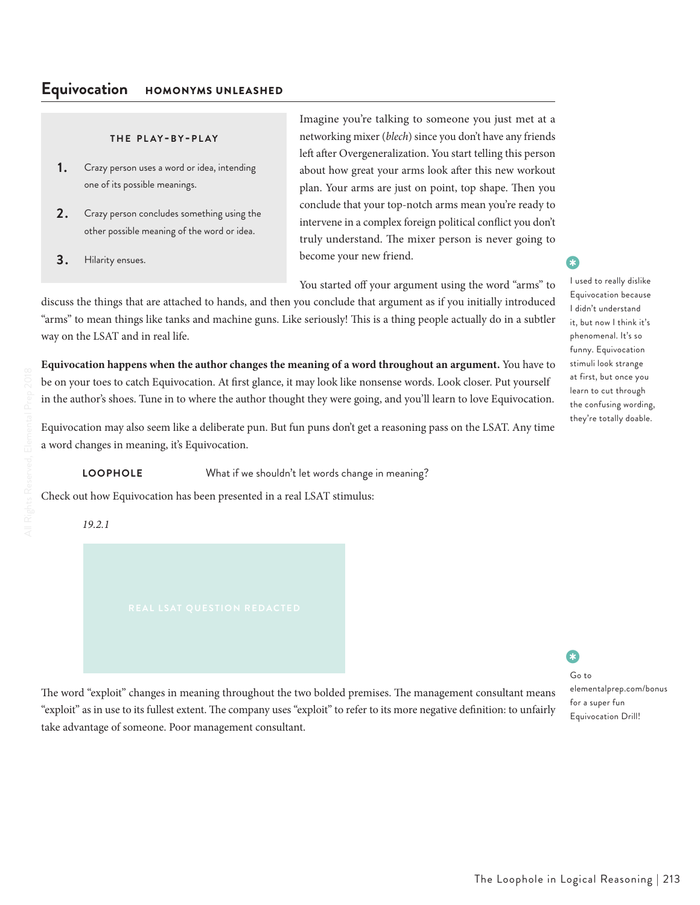## Equivocation HOMONYMS UNLEASHED

**THE PLAY-BY-PLAY**

1. Crazy person uses a word or idea, intending one of its possible meanings.
2. Crazy person concludes something using the other possible meaning of the word or idea.
3. Hilarity ensues.

Imagine you're talking to someone you just met at a networking mixer (*blech*) since you don't have any friends left after Overgeneralization. You start telling this person about how great your arms look after this new workout plan. Your arms are just on point, top shape. Then you conclude that your top-notch arms mean you're ready to intervene in a complex foreign political conflict you don't truly understand. The mixer person is never going to become your new friend.

You started off your argument using the word "arms" to discuss the things that are attached to hands, and then you conclude that argument as if you initially introduced "arms" to mean things like tanks and machine guns. Like seriously! This is a thing people actually do in a subtler way on the LSAT and in real life.

I used to really dislike Equivocation because I didn't understand it, but now I think it's phenomenal. It's so funny. Equivocation stimuli look strange at first, but once you learn to cut through the confusing wording, they're totally doable.

**Equivocation happens when the author changes the meaning of a word throughout an argument.** You have to be on your toes to catch Equivocation. At first glance, it may look like nonsense words. Look closer. Put yourself in the author's shoes. Tune in to where the author thought they were going, and you'll learn to love Equivocation.

Equivocation may also seem like a deliberate pun. But fun puns don't get a reasoning pass on the LSAT. Any time a word changes in meaning, it's Equivocation.

**LOOPHOLE** What if we shouldn't let words change in meaning?

Check out how Equivocation has been presented in a real LSAT stimulus:

*19.2.1*

REAL LSAT QUESTION REDACTED

The word "exploit" changes in meaning throughout the two bolded premises. The management consultant means "exploit" as in use to its fullest extent. The company uses "exploit" to refer to its more negative definition: to unfairly take advantage of someone. Poor management consultant.

Go to elementalprep.com/bonus for a super fun Equivocation Drill!